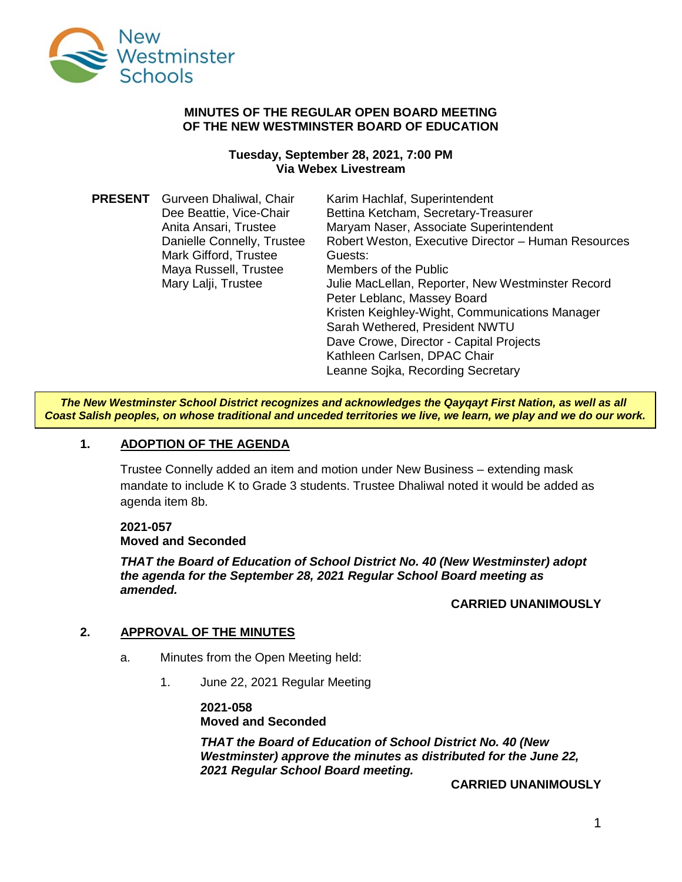# MINUTES OF THE REGULAR OPEN BOARD MEETING OF THE NEW WESTMINSTER BOARD OF EDUCATION

**Tuesday, September 28, 2021, 7:00 PM**
**Via Webex Livestream**

| **PRESENT** | | |
|---|---|---|
| | Gurveen Dhaliwal, Chair | Karim Hachlaf, Superintendent |
| | Dee Beattie, Vice-Chair | Bettina Ketcham, Secretary-Treasurer |
| | Anita Ansari, Trustee | Maryam Naser, Associate Superintendent |
| | Danielle Connelly, Trustee | Robert Weston, Executive Director – Human Resources |
| | Mark Gifford, Trustee | Guests: |
| | Maya Russell, Trustee | Members of the Public |
| | Mary Lalji, Trustee | Julie MacLellan, Reporter, New Westminster Record |
| | | Peter Leblanc, Massey Board |
| | | Kristen Keighley-Wight, Communications Manager |
| | | Sarah Wethered, President NWTU |
| | | Dave Crowe, Director - Capital Projects |
| | | Kathleen Carlsen, DPAC Chair |
| | | Leanne Sojka, Recording Secretary |

***The New Westminster School District recognizes and acknowledges the Qayqayt First Nation, as well as all Coast Salish peoples, on whose traditional and unceded territories we live, we learn, we play and we do our work.***

## 1. ADOPTION OF THE AGENDA

Trustee Connelly added an item and motion under New Business – extending mask mandate to include K to Grade 3 students. Trustee Dhaliwal noted it would be added as agenda item 8b.

**2021-057**
**Moved and Seconded**

***THAT the Board of Education of School District No. 40 (New Westminster) adopt the agenda for the September 28, 2021 Regular School Board meeting as amended.***

**CARRIED UNANIMOUSLY**

## 2. APPROVAL OF THE MINUTES

a. Minutes from the Open Meeting held:

1. June 22, 2021 Regular Meeting

**2021-058**
**Moved and Seconded**

***THAT the Board of Education of School District No. 40 (New Westminster) approve the minutes as distributed for the June 22, 2021 Regular School Board meeting.***

**CARRIED UNANIMOUSLY**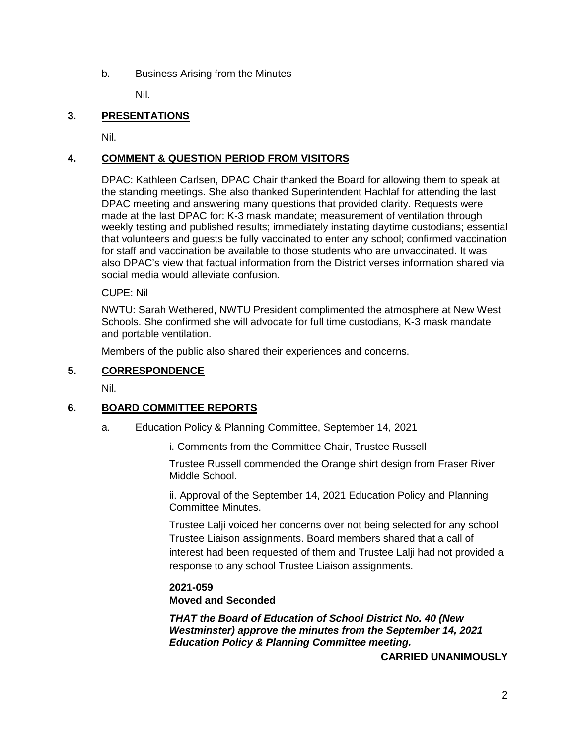b. Business Arising from the Minutes

Nil.

## 3. PRESENTATIONS

Nil.

## 4. COMMENT & QUESTION PERIOD FROM VISITORS

DPAC: Kathleen Carlsen, DPAC Chair thanked the Board for allowing them to speak at the standing meetings. She also thanked Superintendent Hachlaf for attending the last DPAC meeting and answering many questions that provided clarity. Requests were made at the last DPAC for: K-3 mask mandate; measurement of ventilation through weekly testing and published results; immediately instating daytime custodians; essential that volunteers and guests be fully vaccinated to enter any school; confirmed vaccination for staff and vaccination be available to those students who are unvaccinated. It was also DPAC's view that factual information from the District verses information shared via social media would alleviate confusion.

CUPE: Nil

NWTU: Sarah Wethered, NWTU President complimented the atmosphere at New West Schools. She confirmed she will advocate for full time custodians, K-3 mask mandate and portable ventilation.

Members of the public also shared their experiences and concerns.

## 5. CORRESPONDENCE

Nil.

## 6. BOARD COMMITTEE REPORTS

a. Education Policy & Planning Committee, September 14, 2021

i. Comments from the Committee Chair, Trustee Russell

Trustee Russell commended the Orange shirt design from Fraser River Middle School.

ii. Approval of the September 14, 2021 Education Policy and Planning Committee Minutes.

Trustee Lalji voiced her concerns over not being selected for any school Trustee Liaison assignments. Board members shared that a call of interest had been requested of them and Trustee Lalji had not provided a response to any school Trustee Liaison assignments.

**2021-059**
**Moved and Seconded**

***THAT the Board of Education of School District No. 40 (New Westminster) approve the minutes from the September 14, 2021 Education Policy & Planning Committee meeting.***

**CARRIED UNANIMOUSLY**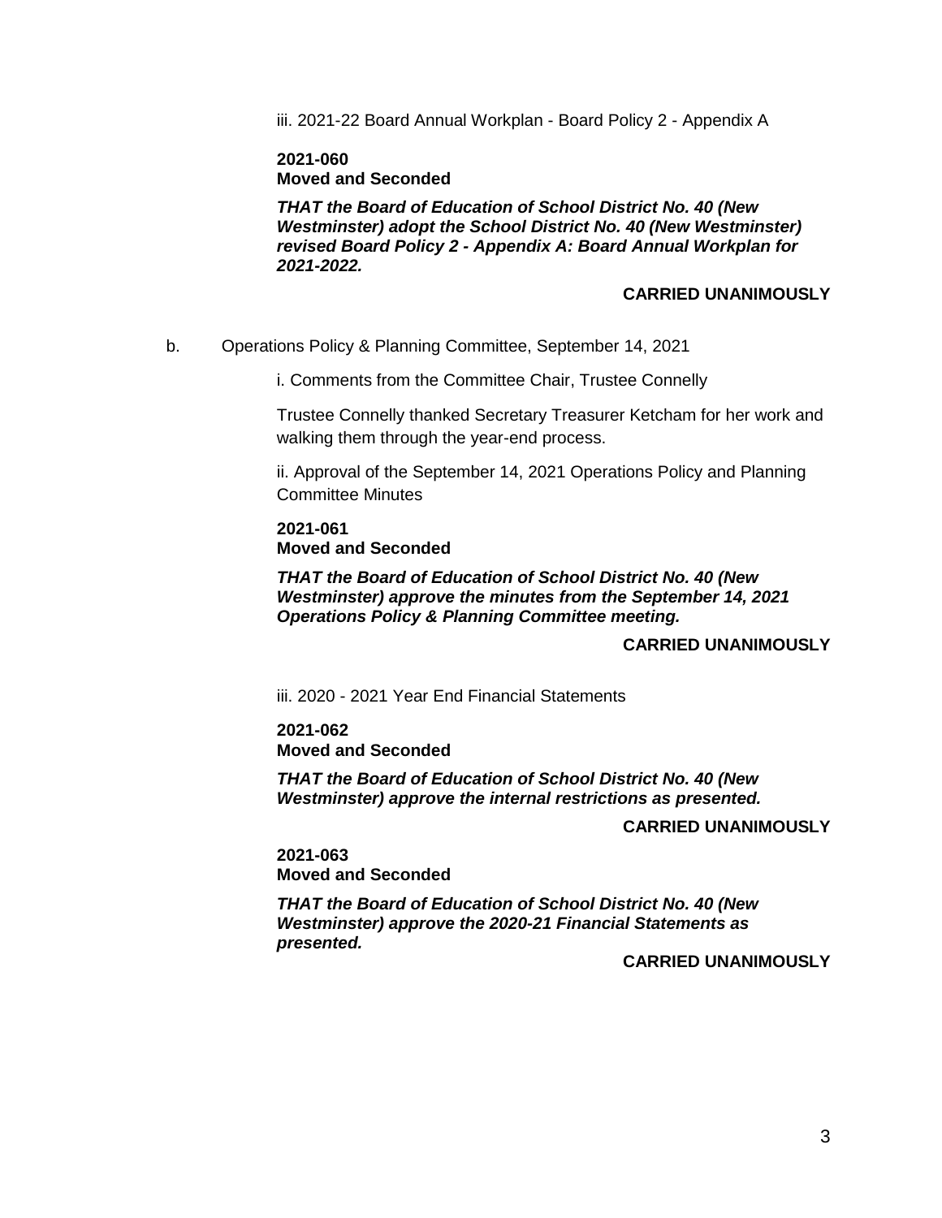iii. 2021-22 Board Annual Workplan - Board Policy 2 - Appendix A

**2021-060**
**Moved and Seconded**

***THAT the Board of Education of School District No. 40 (New Westminster) adopt the School District No. 40 (New Westminster) revised Board Policy 2 - Appendix A: Board Annual Workplan for 2021-2022.***

**CARRIED UNANIMOUSLY**

b. Operations Policy & Planning Committee, September 14, 2021

i. Comments from the Committee Chair, Trustee Connelly

Trustee Connelly thanked Secretary Treasurer Ketcham for her work and walking them through the year-end process.

ii. Approval of the September 14, 2021 Operations Policy and Planning Committee Minutes

**2021-061**
**Moved and Seconded**

***THAT the Board of Education of School District No. 40 (New Westminster) approve the minutes from the September 14, 2021 Operations Policy & Planning Committee meeting.***

**CARRIED UNANIMOUSLY**

iii. 2020 - 2021 Year End Financial Statements

**2021-062**
**Moved and Seconded**

***THAT the Board of Education of School District No. 40 (New Westminster) approve the internal restrictions as presented.***

**CARRIED UNANIMOUSLY**

**2021-063**
**Moved and Seconded**

***THAT the Board of Education of School District No. 40 (New Westminster) approve the 2020-21 Financial Statements as presented.***

**CARRIED UNANIMOUSLY**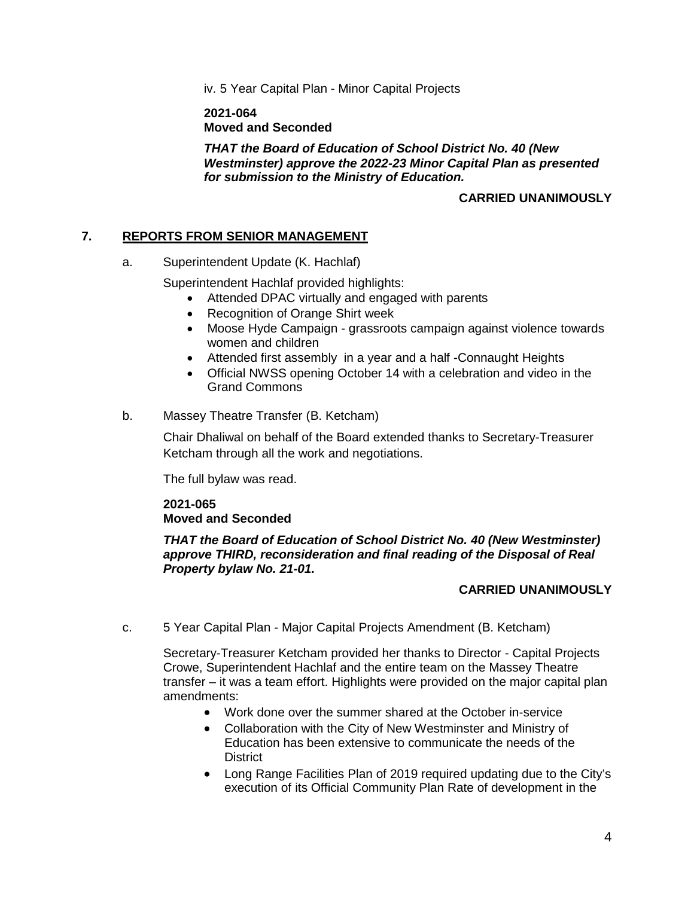iv. 5 Year Capital Plan - Minor Capital Projects

**2021-064**
**Moved and Seconded**

***THAT the Board of Education of School District No. 40 (New Westminster) approve the 2022-23 Minor Capital Plan as presented for submission to the Ministry of Education.***

**CARRIED UNANIMOUSLY**

## 7. REPORTS FROM SENIOR MANAGEMENT

a. Superintendent Update (K. Hachlaf)

Superintendent Hachlaf provided highlights:

- Attended DPAC virtually and engaged with parents
- Recognition of Orange Shirt week
- Moose Hyde Campaign - grassroots campaign against violence towards women and children
- Attended first assembly in a year and a half -Connaught Heights
- Official NWSS opening October 14 with a celebration and video in the Grand Commons

b. Massey Theatre Transfer (B. Ketcham)

Chair Dhaliwal on behalf of the Board extended thanks to Secretary-Treasurer Ketcham through all the work and negotiations.

The full bylaw was read.

**2021-065**
**Moved and Seconded**

***THAT the Board of Education of School District No. 40 (New Westminster) approve THIRD, reconsideration and final reading of the Disposal of Real Property bylaw No. 21-01.***

**CARRIED UNANIMOUSLY**

c. 5 Year Capital Plan - Major Capital Projects Amendment (B. Ketcham)

Secretary-Treasurer Ketcham provided her thanks to Director - Capital Projects Crowe, Superintendent Hachlaf and the entire team on the Massey Theatre transfer – it was a team effort. Highlights were provided on the major capital plan amendments:

- Work done over the summer shared at the October in-service
- Collaboration with the City of New Westminster and Ministry of Education has been extensive to communicate the needs of the District
- Long Range Facilities Plan of 2019 required updating due to the City's execution of its Official Community Plan Rate of development in the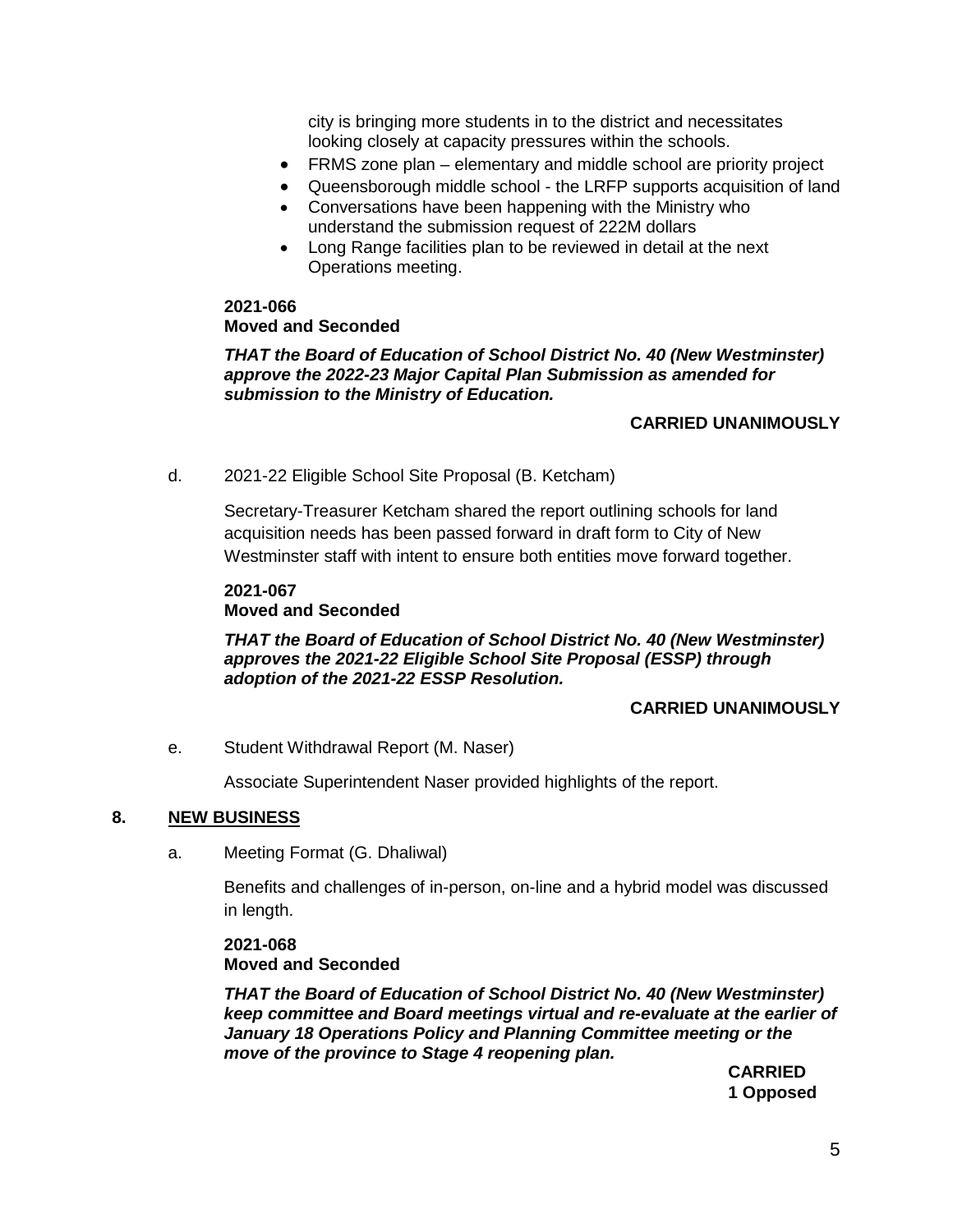city is bringing more students in to the district and necessitates looking closely at capacity pressures within the schools.

- FRMS zone plan – elementary and middle school are priority project
- Queensborough middle school - the LRFP supports acquisition of land
- Conversations have been happening with the Ministry who understand the submission request of 222M dollars
- Long Range facilities plan to be reviewed in detail at the next Operations meeting.

**2021-066**
**Moved and Seconded**

***THAT the Board of Education of School District No. 40 (New Westminster) approve the 2022-23 Major Capital Plan Submission as amended for submission to the Ministry of Education.***

**CARRIED UNANIMOUSLY**

d. 2021-22 Eligible School Site Proposal (B. Ketcham)

Secretary-Treasurer Ketcham shared the report outlining schools for land acquisition needs has been passed forward in draft form to City of New Westminster staff with intent to ensure both entities move forward together.

**2021-067**
**Moved and Seconded**

***THAT the Board of Education of School District No. 40 (New Westminster) approves the 2021-22 Eligible School Site Proposal (ESSP) through adoption of the 2021-22 ESSP Resolution.***

**CARRIED UNANIMOUSLY**

e. Student Withdrawal Report (M. Naser)

Associate Superintendent Naser provided highlights of the report.

## 8. NEW BUSINESS

a. Meeting Format (G. Dhaliwal)

Benefits and challenges of in-person, on-line and a hybrid model was discussed in length.

**2021-068**
**Moved and Seconded**

***THAT the Board of Education of School District No. 40 (New Westminster) keep committee and Board meetings virtual and re-evaluate at the earlier of January 18 Operations Policy and Planning Committee meeting or the move of the province to Stage 4 reopening plan.***

**CARRIED**
**1 Opposed**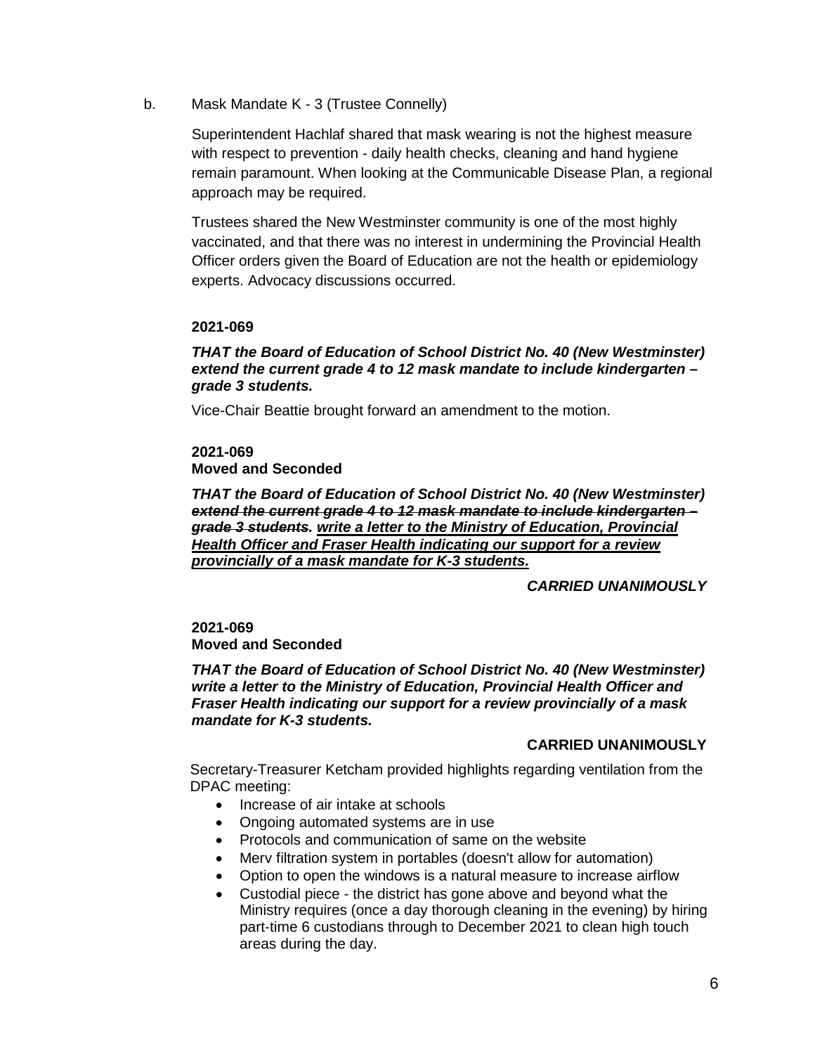b. Mask Mandate K - 3 (Trustee Connelly)

Superintendent Hachlaf shared that mask wearing is not the highest measure with respect to prevention - daily health checks, cleaning and hand hygiene remain paramount. When looking at the Communicable Disease Plan, a regional approach may be required.

Trustees shared the New Westminster community is one of the most highly vaccinated, and that there was no interest in undermining the Provincial Health Officer orders given the Board of Education are not the health or epidemiology experts. Advocacy discussions occurred.

**2021-069**

***THAT the Board of Education of School District No. 40 (New Westminster) extend the current grade 4 to 12 mask mandate to include kindergarten – grade 3 students.***

Vice-Chair Beattie brought forward an amendment to the motion.

**2021-069**
**Moved and Seconded**

***THAT the Board of Education of School District No. 40 (New Westminster) ~~extend the current grade 4 to 12 mask mandate to include kindergarten – grade 3 students.~~ <u>write a letter to the Ministry of Education, Provincial Health Officer and Fraser Health indicating our support for a review provincially of a mask mandate for K-3 students.</u>***

***CARRIED UNANIMOUSLY***

**2021-069**
**Moved and Seconded**

***THAT the Board of Education of School District No. 40 (New Westminster) write a letter to the Ministry of Education, Provincial Health Officer and Fraser Health indicating our support for a review provincially of a mask mandate for K-3 students.***

**CARRIED UNANIMOUSLY**

Secretary-Treasurer Ketcham provided highlights regarding ventilation from the DPAC meeting:

- Increase of air intake at schools
- Ongoing automated systems are in use
- Protocols and communication of same on the website
- Merv filtration system in portables (doesn't allow for automation)
- Option to open the windows is a natural measure to increase airflow
- Custodial piece - the district has gone above and beyond what the Ministry requires (once a day thorough cleaning in the evening) by hiring part-time 6 custodians through to December 2021 to clean high touch areas during the day.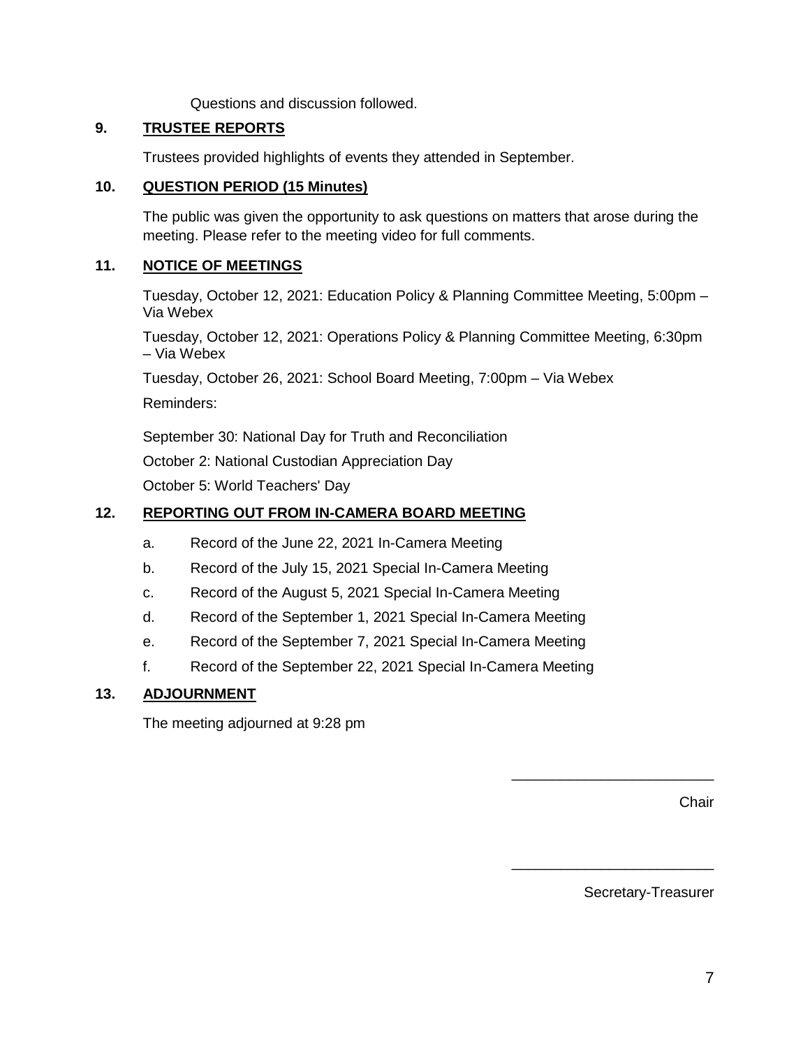Questions and discussion followed.

## 9. TRUSTEE REPORTS

Trustees provided highlights of events they attended in September.

## 10. QUESTION PERIOD (15 Minutes)

The public was given the opportunity to ask questions on matters that arose during the meeting. Please refer to the meeting video for full comments.

## 11. NOTICE OF MEETINGS

Tuesday, October 12, 2021: Education Policy & Planning Committee Meeting, 5:00pm – Via Webex

Tuesday, October 12, 2021: Operations Policy & Planning Committee Meeting, 6:30pm – Via Webex

Tuesday, October 26, 2021: School Board Meeting, 7:00pm – Via Webex

Reminders:

September 30: National Day for Truth and Reconciliation

October 2: National Custodian Appreciation Day

October 5: World Teachers' Day

## 12. REPORTING OUT FROM IN-CAMERA BOARD MEETING

a. Record of the June 22, 2021 In-Camera Meeting

b. Record of the July 15, 2021 Special In-Camera Meeting

c. Record of the August 5, 2021 Special In-Camera Meeting

d. Record of the September 1, 2021 Special In-Camera Meeting

e. Record of the September 7, 2021 Special In-Camera Meeting

f. Record of the September 22, 2021 Special In-Camera Meeting

## 13. ADJOURNMENT

The meeting adjourned at 9:28 pm

_________________________

Chair

_________________________

Secretary-Treasurer